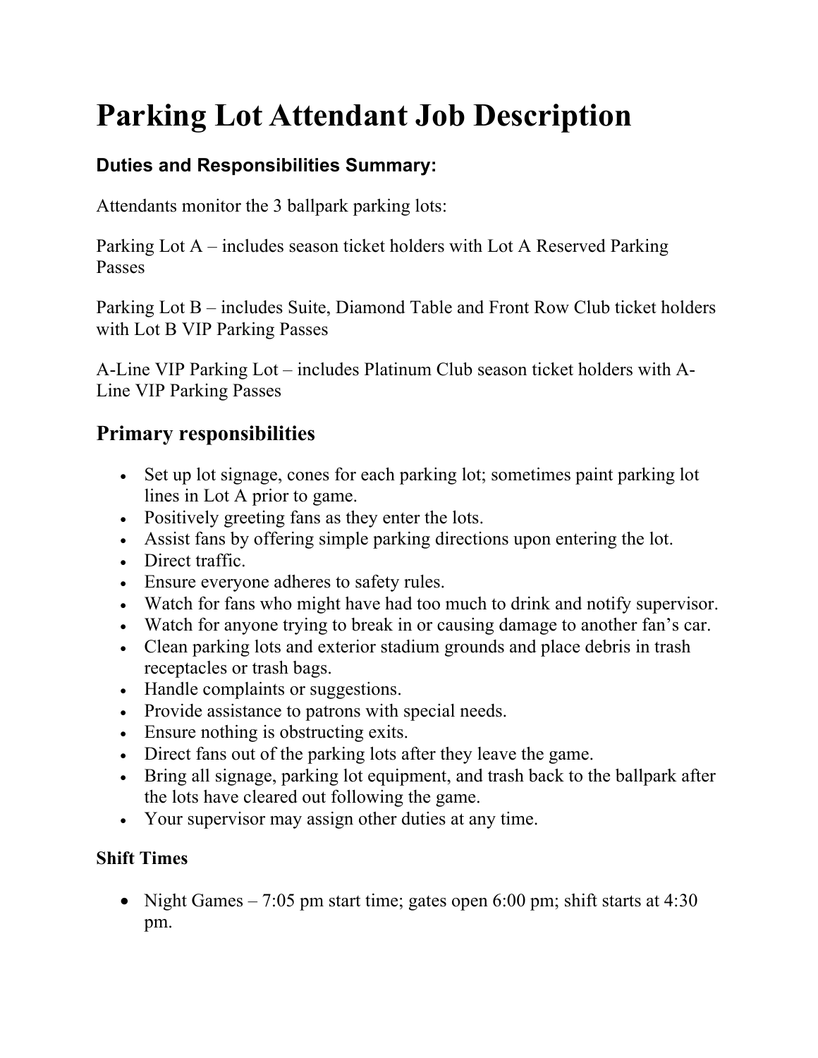# Parking Lot Attendant Job Description

### Duties and Responsibilities Summary:

Attendants monitor the 3 ballpark parking lots:

Parking Lot A – includes season ticket holders with Lot A Reserved Parking Passes

Parking Lot B – includes Suite, Diamond Table and Front Row Club ticket holders with Lot B VIP Parking Passes

A-Line VIP Parking Lot – includes Platinum Club season ticket holders with A-Line VIP Parking Passes

## Primary responsibilities

- Set up lot signage, cones for each parking lot; sometimes paint parking lot lines in Lot A prior to game.
- Positively greeting fans as they enter the lots.
- Assist fans by offering simple parking directions upon entering the lot.
- Direct traffic.
- Ensure everyone adheres to safety rules.
- Watch for fans who might have had too much to drink and notify supervisor.
- Watch for anyone trying to break in or causing damage to another fan's car.
- Clean parking lots and exterior stadium grounds and place debris in trash receptacles or trash bags.
- Handle complaints or suggestions.
- Provide assistance to patrons with special needs.
- Ensure nothing is obstructing exits.
- Direct fans out of the parking lots after they leave the game.
- Bring all signage, parking lot equipment, and trash back to the ballpark after the lots have cleared out following the game.
- Your supervisor may assign other duties at any time.

#### Shift Times

- Night Games – 7:05 pm start time; gates open 6:00 pm; shift starts at 4:30 pm.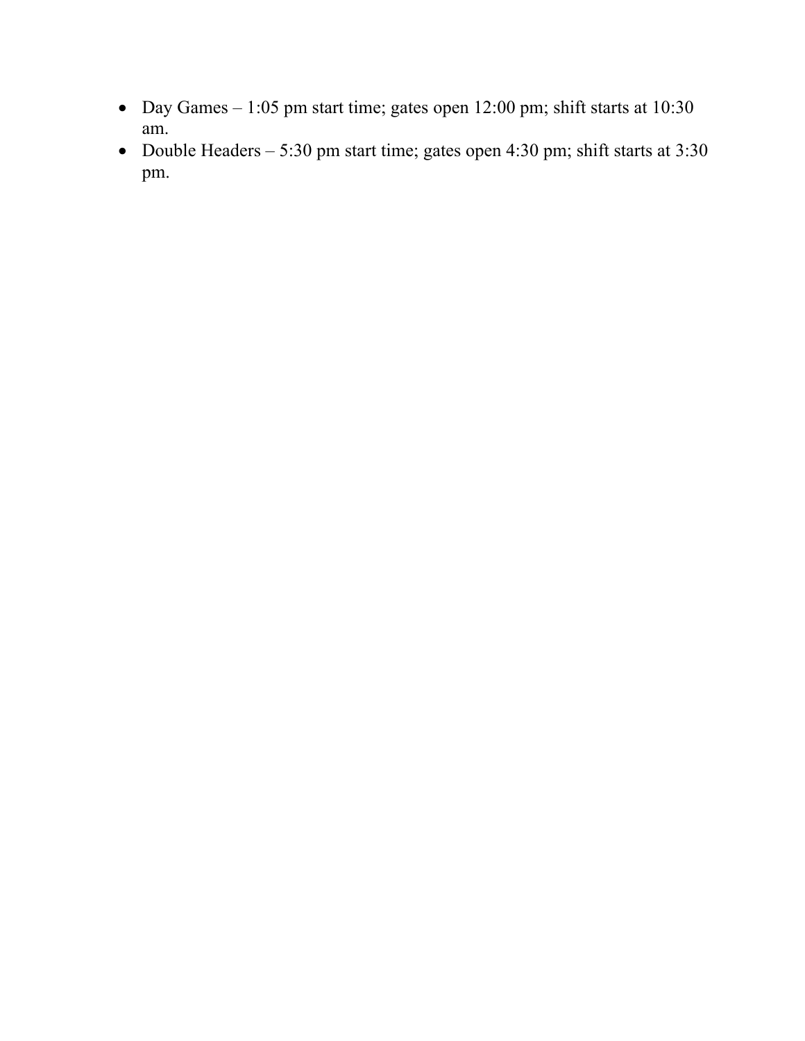- Day Games – 1:05 pm start time; gates open 12:00 pm; shift starts at 10:30 am.
- Double Headers – 5:30 pm start time; gates open 4:30 pm; shift starts at 3:30 pm.